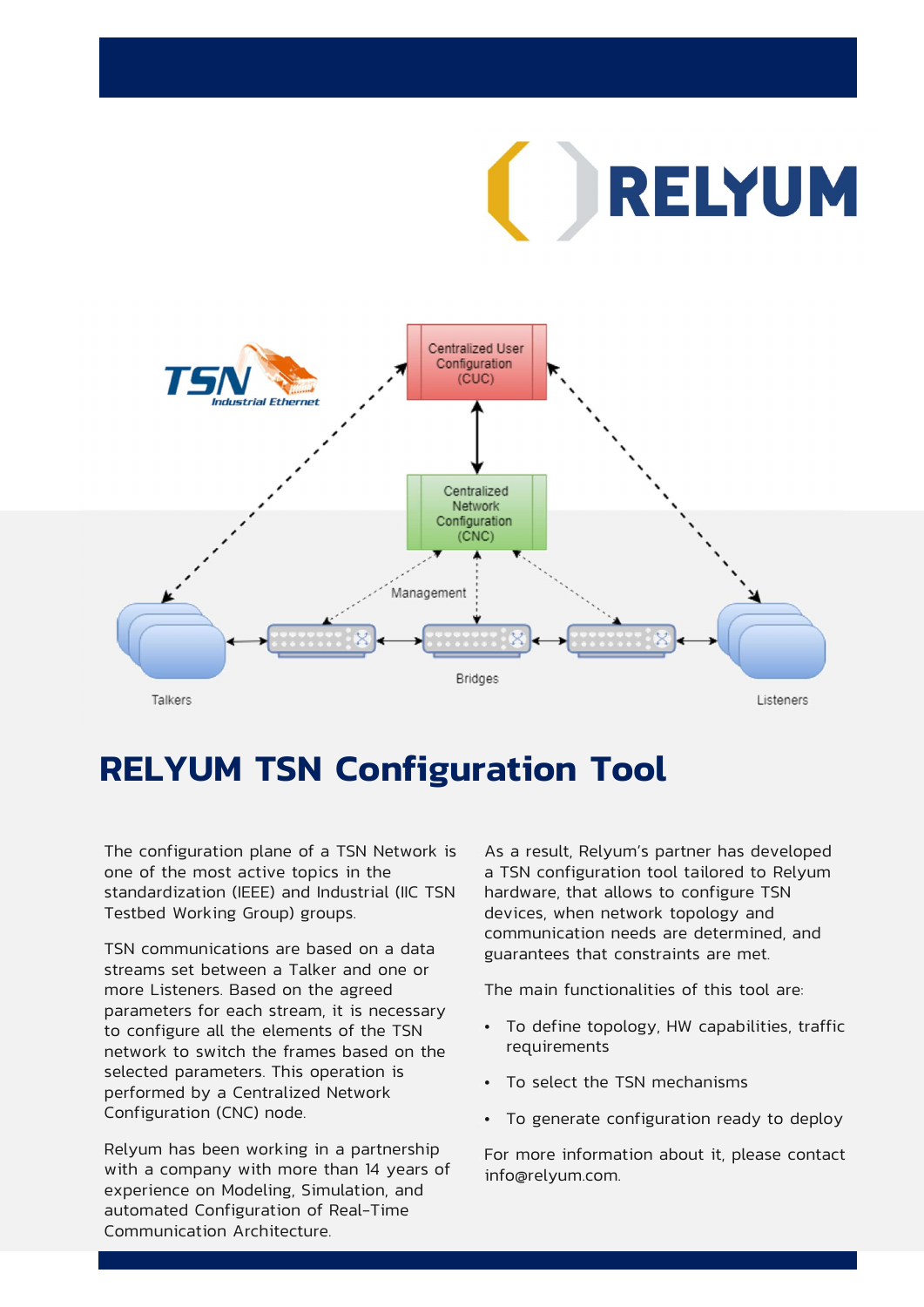# RELYUM TSN Configuration Tool

The configuration plane of a TSN Network is one of the most active topics in the standardization (IEEE) and Industrial (IIC TSN Testbed Working Group) groups.

TSN communications are based on a data streams set between a Talker and one or more Listeners. Based on the agreed parameters for each stream, it is necessary to configure all the elements of the TSN network to switch the frames based on the selected parameters. This operation is performed by a Centralized Network Configuration (CNC) node.

Relyum has been working in a partnership with a company with more than 14 years of experience on Modeling, Simulation, and automated Configuration of Real-Time Communication Architecture.

As a result, Relyum's partner has developed a TSN configuration tool tailored to Relyum hardware, that allows to configure TSN devices, when network topology and communication needs are determined, and guarantees that constraints are met.

The main functionalities of this tool are:

- To define topology, HW capabilities, traffic requirements
- To select the TSN mechanisms
- To generate configuration ready to deploy

For more information about it, please contact info@relyum.com.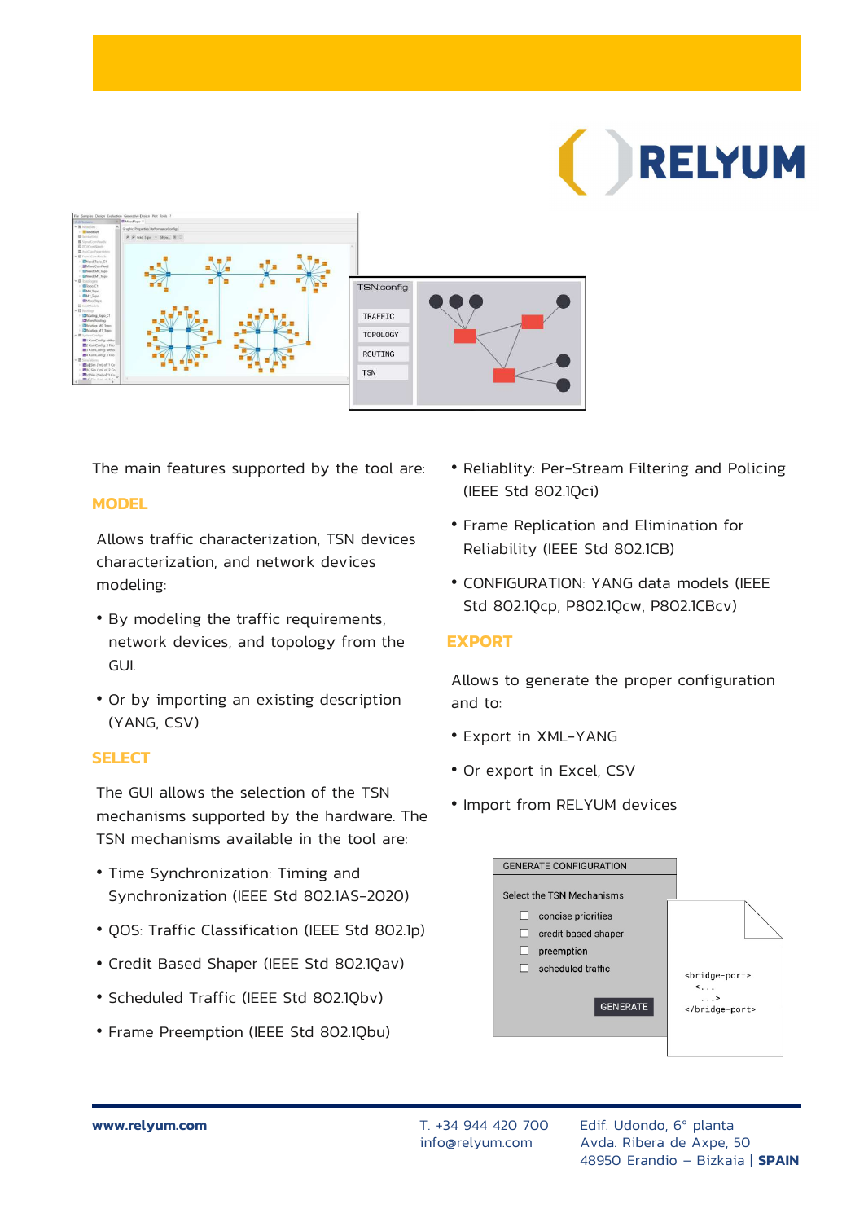The main features supported by the tool are:

### MODEL

Allows traffic characterization, TSN devices characterization, and network devices modeling:

- By modeling the traffic requirements, network devices, and topology from the GUI.
- Or by importing an existing description (YANG, CSV)

### SELECT

The GUI allows the selection of the TSN mechanisms supported by the hardware. The TSN mechanisms available in the tool are:

- Time Synchronization: Timing and Synchronization (IEEE Std 802.1AS-2020)
- QOS: Traffic Classification (IEEE Std 802.1p)
- Credit Based Shaper (IEEE Std 802.1Qav)
- Scheduled Traffic (IEEE Std 802.1Qbv)
- Frame Preemption (IEEE Std 802.1Qbu)
- Reliablity: Per-Stream Filtering and Policing (IEEE Std 802.1Qci)
- Frame Replication and Elimination for Reliability (IEEE Std 802.1CB)
- CONFIGURATION: YANG data models (IEEE Std 802.1Qcp, P802.1Qcw, P802.1CBcv)

### EXPORT

Allows to generate the proper configuration and to:

- Export in XML-YANG
- Or export in Excel, CSV
- Import from RELYUM devices

www.relyum.com

T. +34 944 420 700
info@relyum.com

Edif. Udondo, 6° planta
Avda. Ribera de Axpe, 50
48950 Erandio – Bizkaia | **SPAIN**